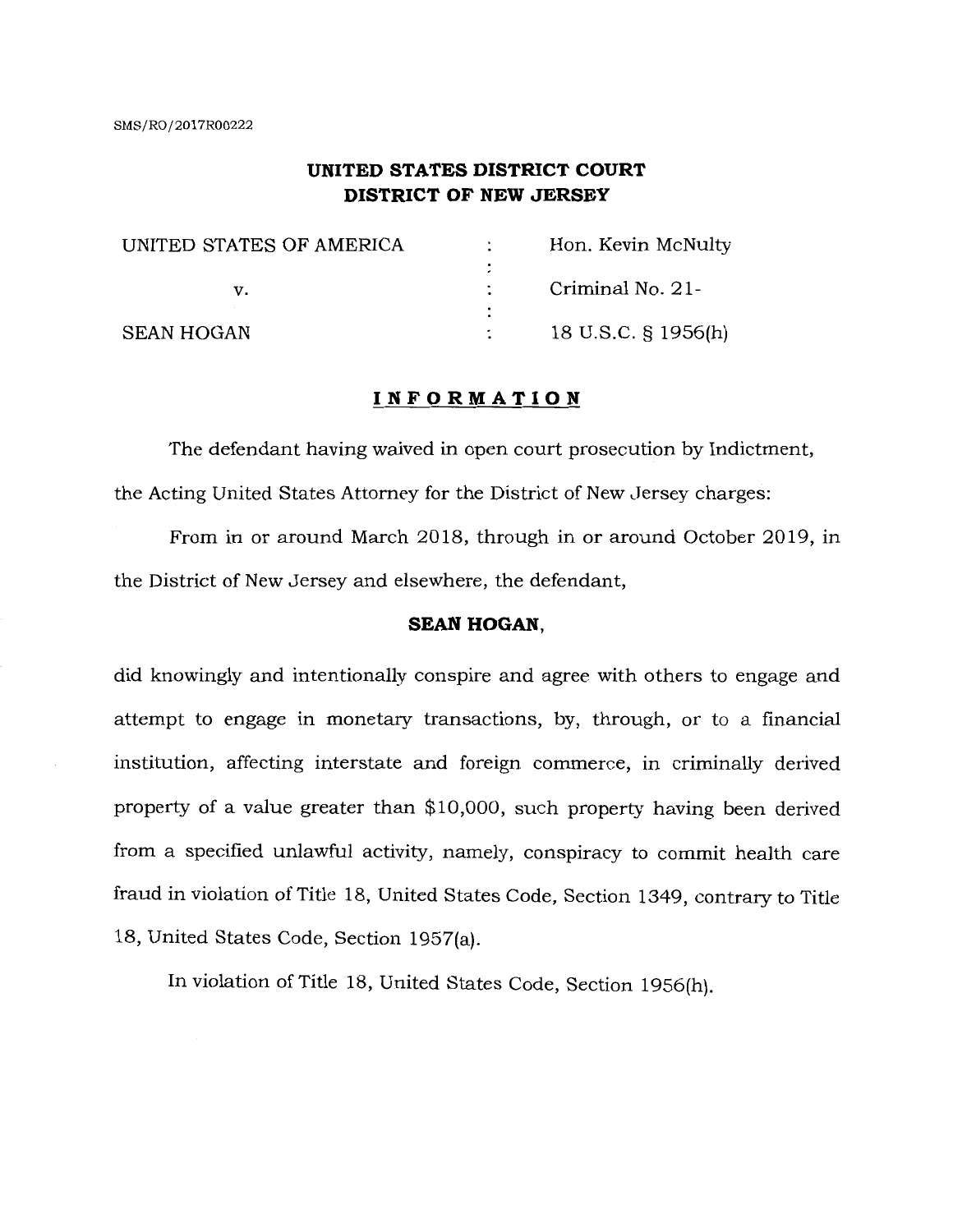SMS/RO/2017R00222

## UNITED STATES DISTRICT COURT
## DISTRICT OF NEW JERSEY

| | | |
|---|---|---|
| UNITED STATES OF AMERICA | : | Hon. Kevin McNulty |
| v. | : | Criminal No. 21- |
| SEAN HOGAN | : | 18 U.S.C. § 1956(h) |

### INFORMATION

The defendant having waived in open court prosecution by Indictment, the Acting United States Attorney for the District of New Jersey charges:

From in or around March 2018, through in or around October 2019, in the District of New Jersey and elsewhere, the defendant,

**SEAN HOGAN**,

did knowingly and intentionally conspire and agree with others to engage and attempt to engage in monetary transactions, by, through, or to a financial institution, affecting interstate and foreign commerce, in criminally derived property of a value greater than $10,000, such property having been derived from a specified unlawful activity, namely, conspiracy to commit health care fraud in violation of Title 18, United States Code, Section 1349, contrary to Title 18, United States Code, Section 1957(a).

In violation of Title 18, United States Code, Section 1956(h).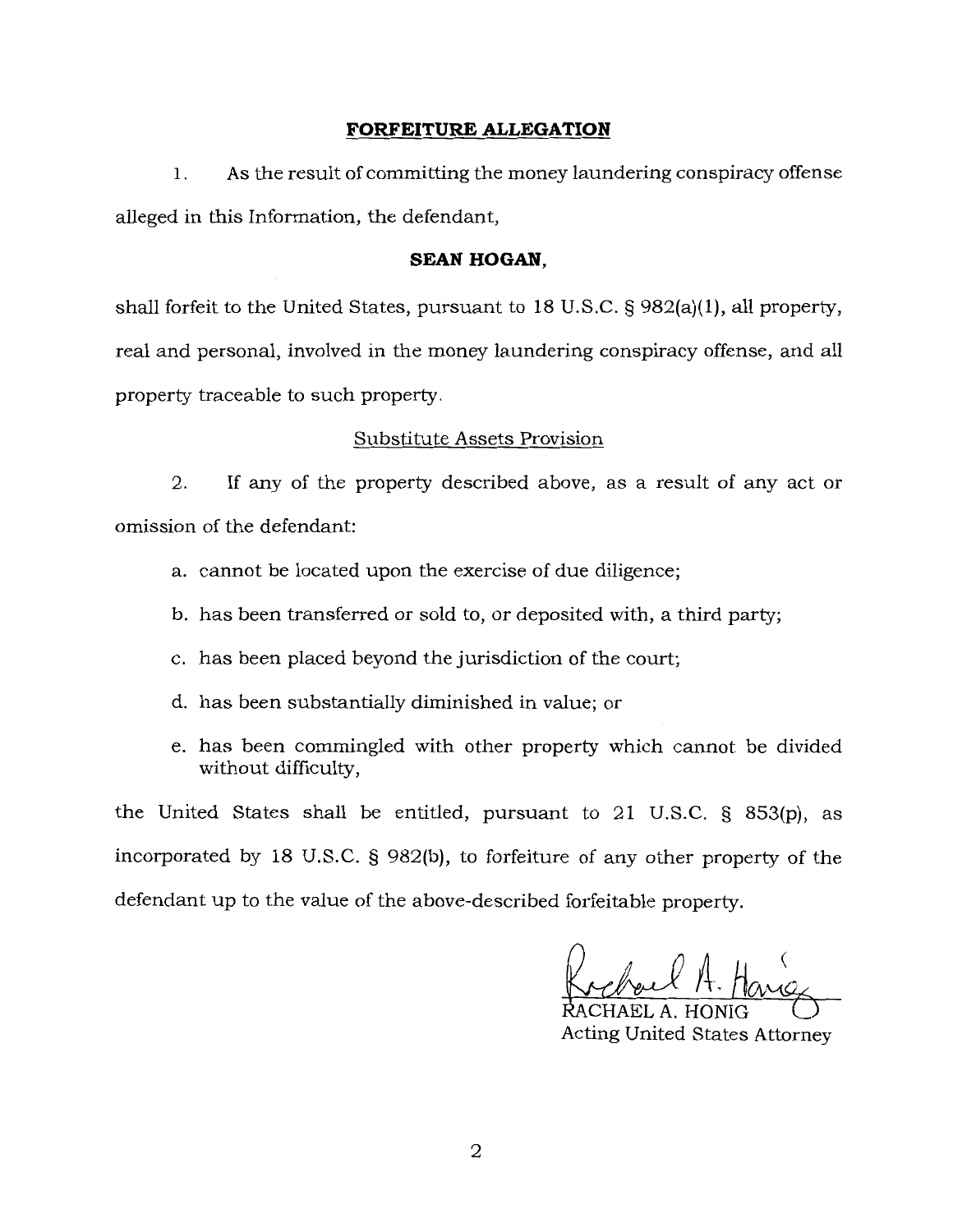## **FORFEITURE ALLEGATION**

1. As the result of committing the money laundering conspiracy offense alleged in this Information, the defendant,

**SEAN HOGAN,**

shall forfeit to the United States, pursuant to 18 U.S.C. § 982(a)(1), all property, real and personal, involved in the money laundering conspiracy offense, and all property traceable to such property.

Substitute Assets Provision

2. If any of the property described above, as a result of any act or omission of the defendant:

a. cannot be located upon the exercise of due diligence;

b. has been transferred or sold to, or deposited with, a third party;

c. has been placed beyond the jurisdiction of the court;

d. has been substantially diminished in value; or

e. has been commingled with other property which cannot be divided without difficulty,

the United States shall be entitled, pursuant to 21 U.S.C. § 853(p), as incorporated by 18 U.S.C. § 982(b), to forfeiture of any other property of the defendant up to the value of the above-described forfeitable property.

RACHAEL A. HONIG
Acting United States Attorney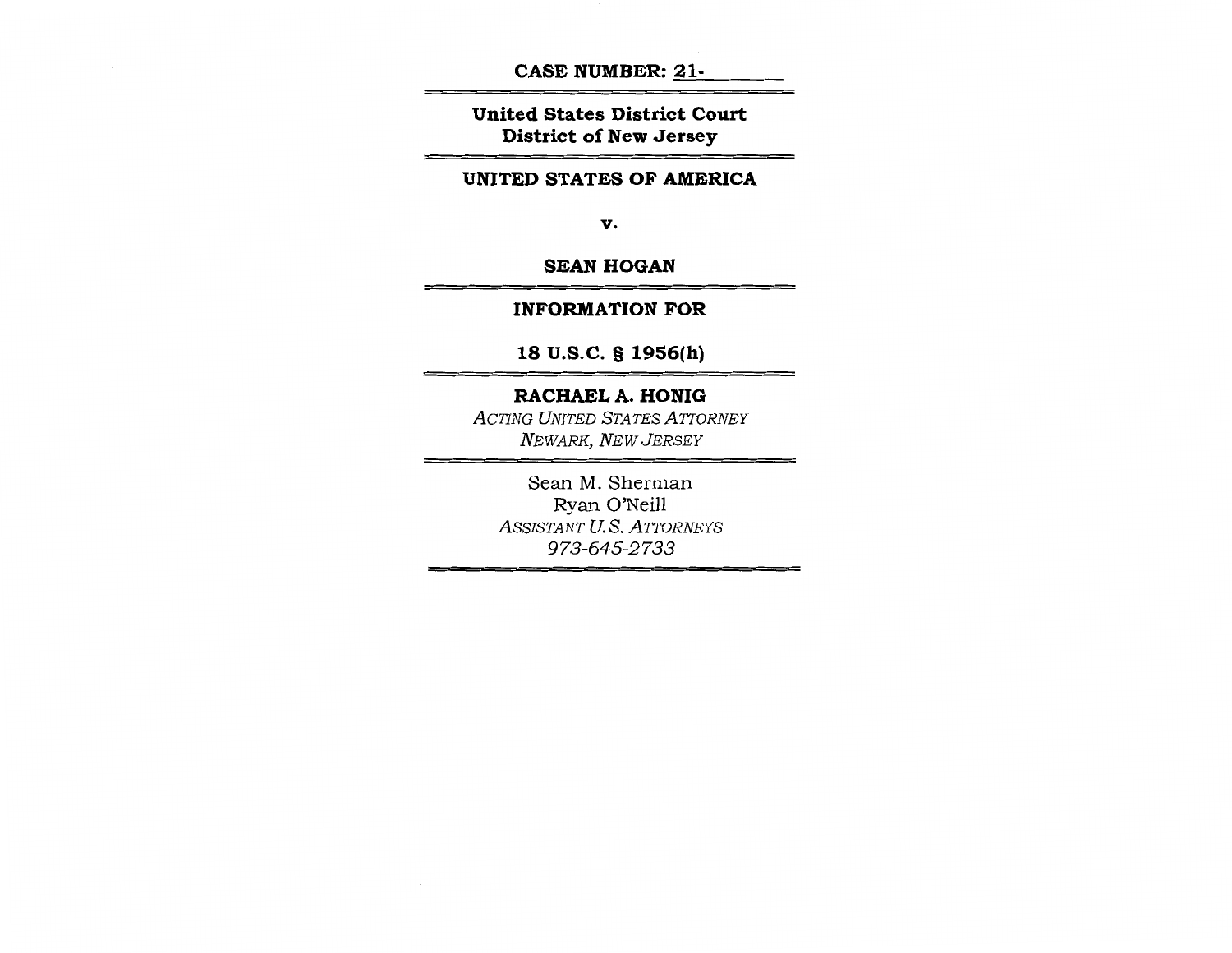**CASE NUMBER: 21-\_\_\_\_\_\_**

---

**United States District Court**
**District of New Jersey**

---

**UNITED STATES OF AMERICA**

**v.**

**SEAN HOGAN**

---

**INFORMATION FOR**

**18 U.S.C. § 1956(h)**

---

**RACHAEL A. HONIG**
*ACTING UNITED STATES ATTORNEY*
*NEWARK, NEW JERSEY*

---

Sean M. Sherman
Ryan O'Neill
*ASSISTANT U.S. ATTORNEYS*
*973-645-2733*

---